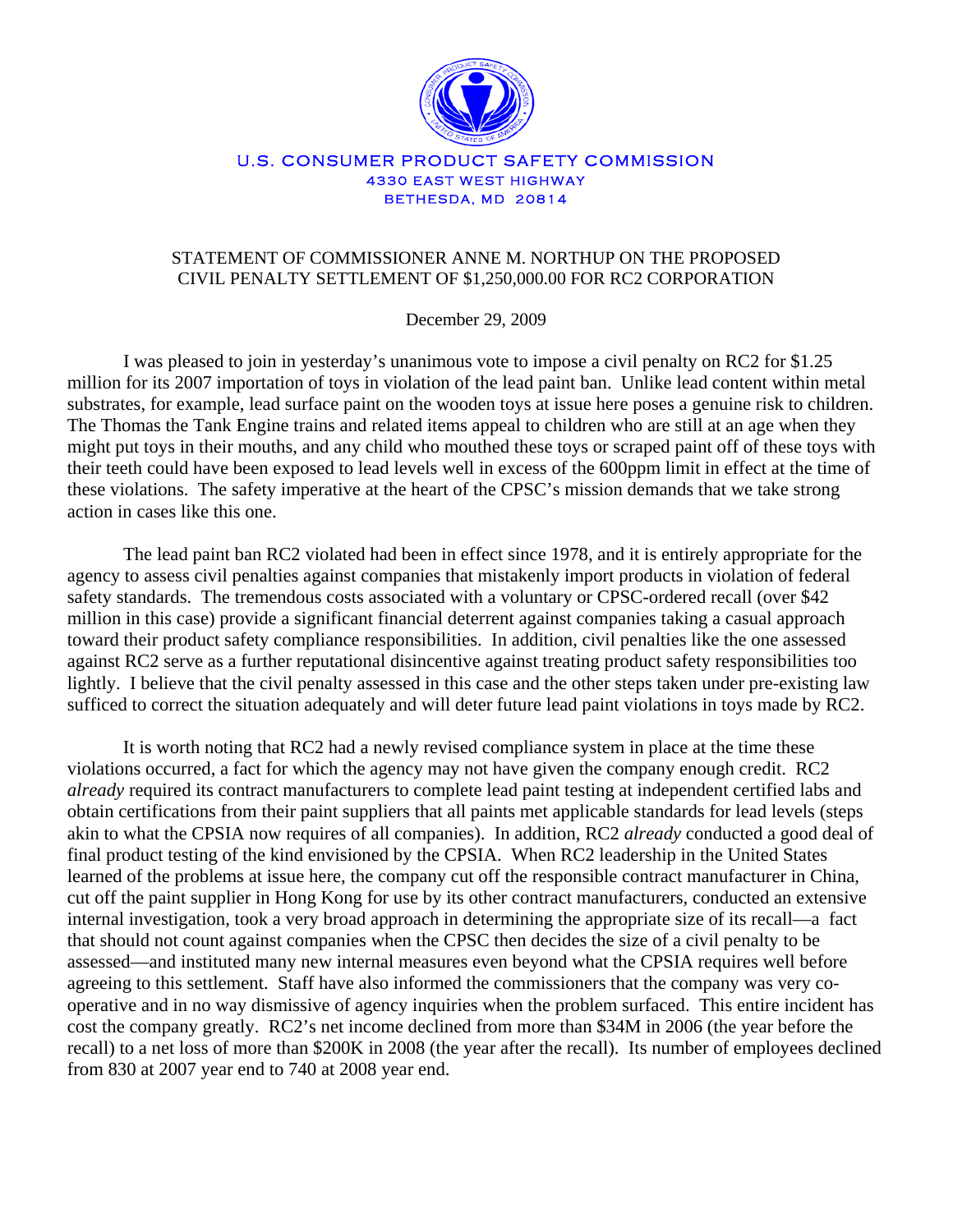U.S. CONSUMER PRODUCT SAFETY COMMISSION
4330 EAST WEST HIGHWAY
BETHESDA, MD 20814

# STATEMENT OF COMMISSIONER ANNE M. NORTHUP ON THE PROPOSED CIVIL PENALTY SETTLEMENT OF $1,250,000.00 FOR RC2 CORPORATION

December 29, 2009

I was pleased to join in yesterday's unanimous vote to impose a civil penalty on RC2 for $1.25 million for its 2007 importation of toys in violation of the lead paint ban. Unlike lead content within metal substrates, for example, lead surface paint on the wooden toys at issue here poses a genuine risk to children. The Thomas the Tank Engine trains and related items appeal to children who are still at an age when they might put toys in their mouths, and any child who mouthed these toys or scraped paint off of these toys with their teeth could have been exposed to lead levels well in excess of the 600ppm limit in effect at the time of these violations. The safety imperative at the heart of the CPSC's mission demands that we take strong action in cases like this one.

The lead paint ban RC2 violated had been in effect since 1978, and it is entirely appropriate for the agency to assess civil penalties against companies that mistakenly import products in violation of federal safety standards. The tremendous costs associated with a voluntary or CPSC-ordered recall (over $42 million in this case) provide a significant financial deterrent against companies taking a casual approach toward their product safety compliance responsibilities. In addition, civil penalties like the one assessed against RC2 serve as a further reputational disincentive against treating product safety responsibilities too lightly. I believe that the civil penalty assessed in this case and the other steps taken under pre-existing law sufficed to correct the situation adequately and will deter future lead paint violations in toys made by RC2.

It is worth noting that RC2 had a newly revised compliance system in place at the time these violations occurred, a fact for which the agency may not have given the company enough credit. RC2 *already* required its contract manufacturers to complete lead paint testing at independent certified labs and obtain certifications from their paint suppliers that all paints met applicable standards for lead levels (steps akin to what the CPSIA now requires of all companies). In addition, RC2 *already* conducted a good deal of final product testing of the kind envisioned by the CPSIA. When RC2 leadership in the United States learned of the problems at issue here, the company cut off the responsible contract manufacturer in China, cut off the paint supplier in Hong Kong for use by its other contract manufacturers, conducted an extensive internal investigation, took a very broad approach in determining the appropriate size of its recall—a fact that should not count against companies when the CPSC then decides the size of a civil penalty to be assessed—and instituted many new internal measures even beyond what the CPSIA requires well before agreeing to this settlement. Staff have also informed the commissioners that the company was very co-operative and in no way dismissive of agency inquiries when the problem surfaced. This entire incident has cost the company greatly. RC2's net income declined from more than $34M in 2006 (the year before the recall) to a net loss of more than $200K in 2008 (the year after the recall). Its number of employees declined from 830 at 2007 year end to 740 at 2008 year end.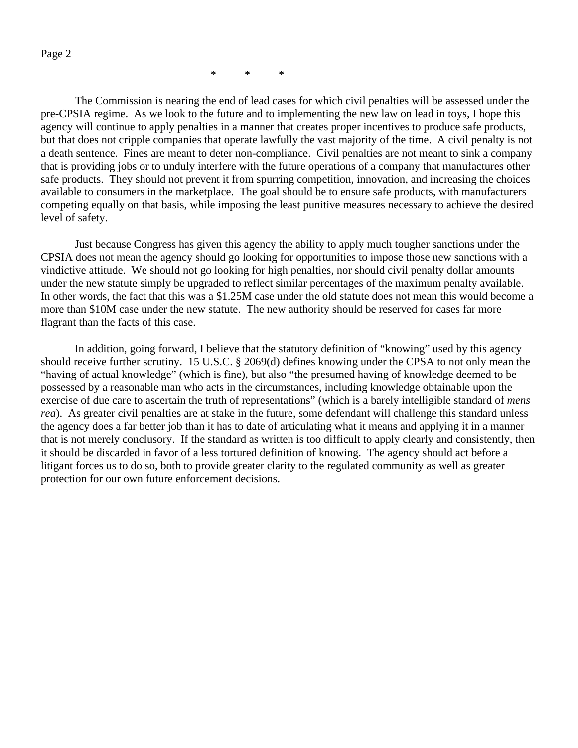\*            \*            \*

The Commission is nearing the end of lead cases for which civil penalties will be assessed under the pre-CPSIA regime. As we look to the future and to implementing the new law on lead in toys, I hope this agency will continue to apply penalties in a manner that creates proper incentives to produce safe products, but that does not cripple companies that operate lawfully the vast majority of the time. A civil penalty is not a death sentence. Fines are meant to deter non-compliance. Civil penalties are not meant to sink a company that is providing jobs or to unduly interfere with the future operations of a company that manufactures other safe products. They should not prevent it from spurring competition, innovation, and increasing the choices available to consumers in the marketplace. The goal should be to ensure safe products, with manufacturers competing equally on that basis, while imposing the least punitive measures necessary to achieve the desired level of safety.

Just because Congress has given this agency the ability to apply much tougher sanctions under the CPSIA does not mean the agency should go looking for opportunities to impose those new sanctions with a vindictive attitude. We should not go looking for high penalties, nor should civil penalty dollar amounts under the new statute simply be upgraded to reflect similar percentages of the maximum penalty available. In other words, the fact that this was a $1.25M case under the old statute does not mean this would become a more than $10M case under the new statute. The new authority should be reserved for cases far more flagrant than the facts of this case.

In addition, going forward, I believe that the statutory definition of "knowing" used by this agency should receive further scrutiny. 15 U.S.C. § 2069(d) defines knowing under the CPSA to not only mean the "having of actual knowledge" (which is fine), but also "the presumed having of knowledge deemed to be possessed by a reasonable man who acts in the circumstances, including knowledge obtainable upon the exercise of due care to ascertain the truth of representations" (which is a barely intelligible standard of *mens rea*). As greater civil penalties are at stake in the future, some defendant will challenge this standard unless the agency does a far better job than it has to date of articulating what it means and applying it in a manner that is not merely conclusory. If the standard as written is too difficult to apply clearly and consistently, then it should be discarded in favor of a less tortured definition of knowing. The agency should act before a litigant forces us to do so, both to provide greater clarity to the regulated community as well as greater protection for our own future enforcement decisions.